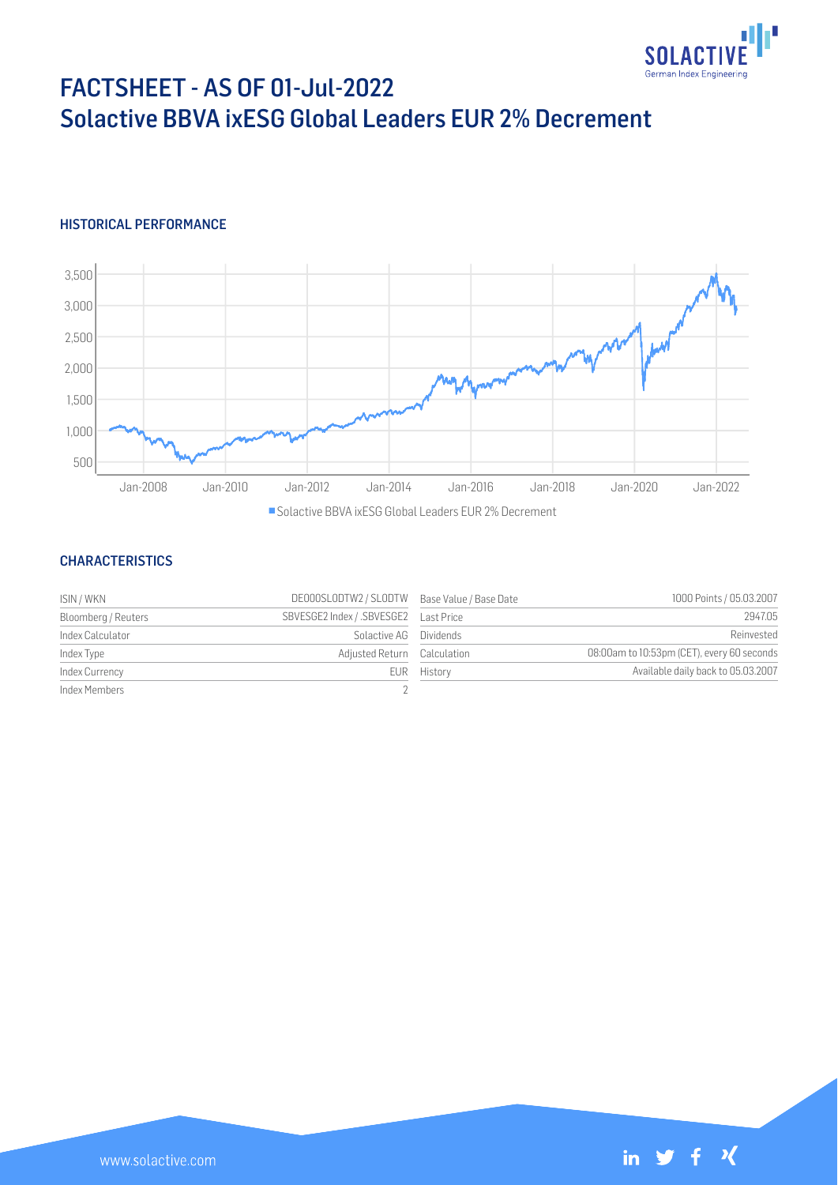# FACTSHEET - AS OF 01-Jul-2022
# Solactive BBVA ixESG Global Leaders EUR 2% Decrement

## HISTORICAL PERFORMANCE

■ Solactive BBVA ixESG Global Leaders EUR 2% Decrement

## CHARACTERISTICS

| | | | |
|---|---|---|---|
| ISIN / WKN | DE000SL0DTW2 / SL0DTW | Base Value / Base Date | 1000 Points / 05.03.2007 |
| Bloomberg / Reuters | SBVESGE2 Index / .SBVESGE2 | Last Price | 2947.05 |
| Index Calculator | Solactive AG | Dividends | Reinvested |
| Index Type | Adjusted Return | Calculation | 08:00am to 10:53pm (CET), every 60 seconds |
| Index Currency | EUR | History | Available daily back to 05.03.2007 |
| Index Members | 2 | | |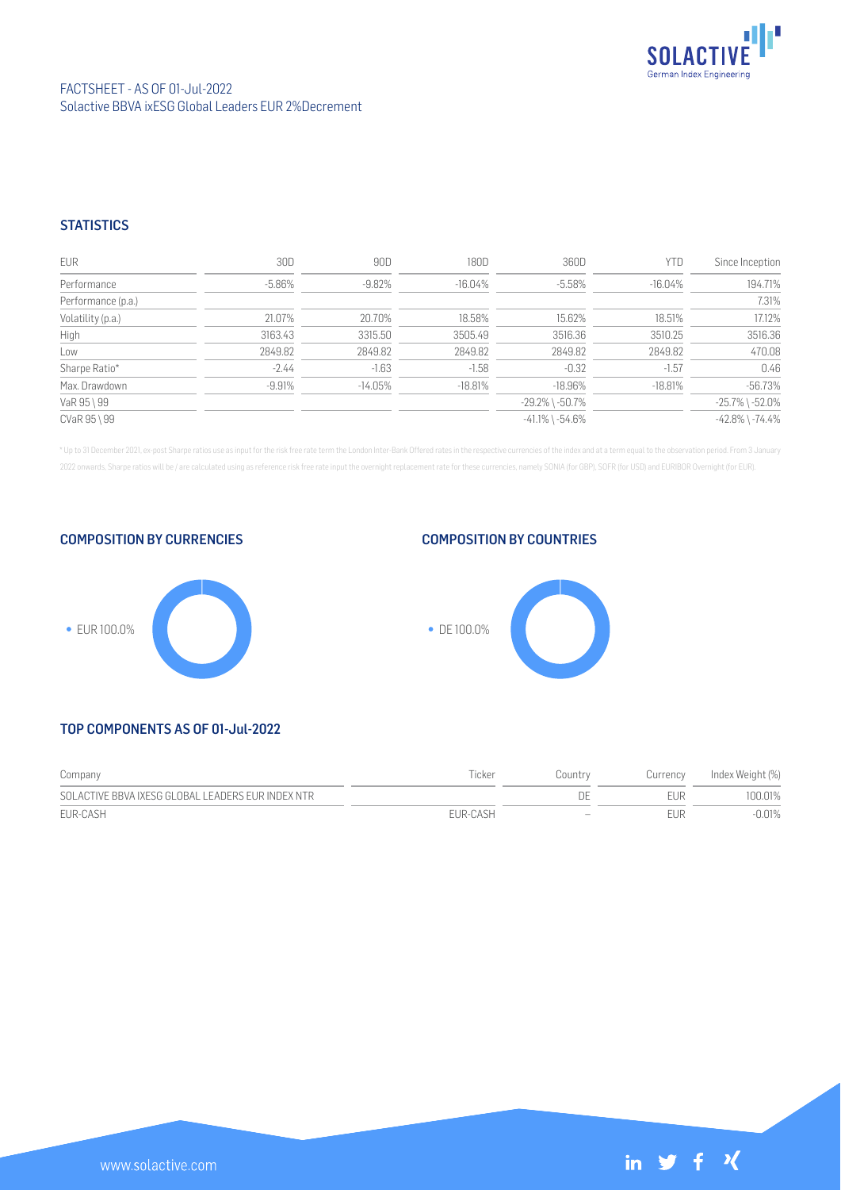FACTSHEET - AS OF 01-Jul-2022
Solactive BBVA ixESG Global Leaders EUR 2%Decrement

## STATISTICS

| EUR | 30D | 90D | 180D | 360D | YTD | Since Inception |
|---|---|---|---|---|---|---|
| Performance | -5.86% | -9.82% | -16.04% | -5.58% | -16.04% | 194.71% |
| Performance (p.a.) | | | | | | 7.31% |
| Volatility (p.a.) | 21.07% | 20.70% | 18.58% | 15.62% | 18.51% | 17.12% |
| High | 3163.43 | 3315.50 | 3505.49 | 3516.36 | 3510.25 | 3516.36 |
| Low | 2849.82 | 2849.82 | 2849.82 | 2849.82 | 2849.82 | 470.08 |
| Sharpe Ratio* | -2.44 | -1.63 | -1.58 | -0.32 | -1.57 | 0.46 |
| Max. Drawdown | -9.91% | -14.05% | -18.81% | -18.96% | -18.81% | -56.73% |
| VaR 95 \ 99 | | | | -29.2% \ -50.7% | | -25.7% \ -52.0% |
| CVaR 95 \ 99 | | | | -41.1% \ -54.6% | | -42.8% \ -74.4% |

\* Up to 31 December 2021, ex-post Sharpe ratios use as input for the risk free rate term the London Inter-Bank Offered rates in the respective currencies of the index and at a term equal to the observation period. From 3 January 2022 onwards, Sharpe ratios will be / are calculated using as reference risk free rate input the overnight replacement rate for these currencies, namely SONIA (for GBP), SOFR (for USD) and EURIBOR Overnight (for EUR).

## COMPOSITION BY CURRENCIES

- EUR 100.0%

## COMPOSITION BY COUNTRIES

- DE 100.0%

## TOP COMPONENTS AS OF 01-Jul-2022

| Company | Ticker | Country | Currency | Index Weight (%) |
|---|---|---|---|---|
| SOLACTIVE BBVA IXESG GLOBAL LEADERS EUR INDEX NTR | | DE | EUR | 100.01% |
| EUR-CASH | EUR-CASH | – | EUR | -0.01% |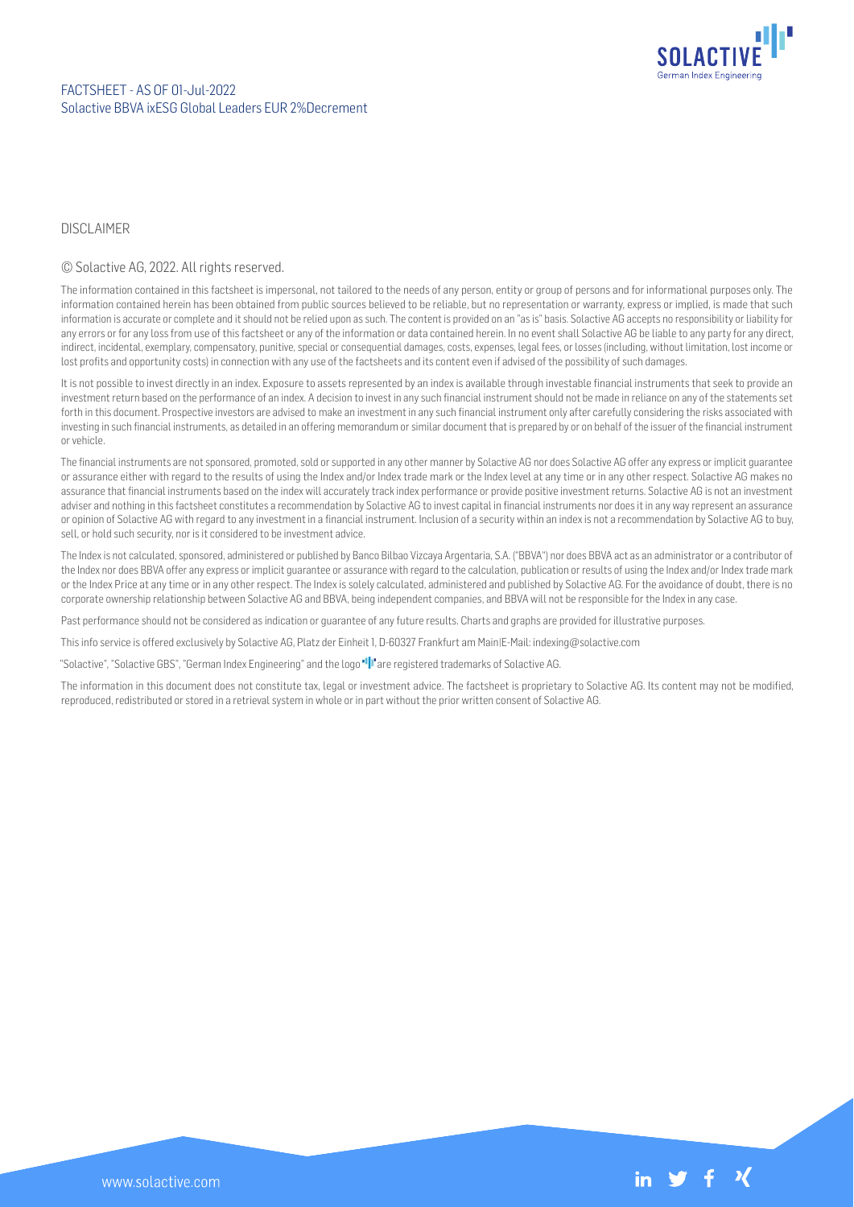FACTSHEET - AS OF 01-Jul-2022
Solactive BBVA ixESG Global Leaders EUR 2%Decrement

## DISCLAIMER

© Solactive AG, 2022. All rights reserved.

The information contained in this factsheet is impersonal, not tailored to the needs of any person, entity or group of persons and for informational purposes only. The information contained herein has been obtained from public sources believed to be reliable, but no representation or warranty, express or implied, is made that such information is accurate or complete and it should not be relied upon as such. The content is provided on an "as is" basis. Solactive AG accepts no responsibility or liability for any errors or for any loss from use of this factsheet or any of the information or data contained herein. In no event shall Solactive AG be liable to any party for any direct, indirect, incidental, exemplary, compensatory, punitive, special or consequential damages, costs, expenses, legal fees, or losses (including, without limitation, lost income or lost profits and opportunity costs) in connection with any use of the factsheets and its content even if advised of the possibility of such damages.

It is not possible to invest directly in an index. Exposure to assets represented by an index is available through investable financial instruments that seek to provide an investment return based on the performance of an index. A decision to invest in any such financial instrument should not be made in reliance on any of the statements set forth in this document. Prospective investors are advised to make an investment in any such financial instrument only after carefully considering the risks associated with investing in such financial instruments, as detailed in an offering memorandum or similar document that is prepared by or on behalf of the issuer of the financial instrument or vehicle.

The financial instruments are not sponsored, promoted, sold or supported in any other manner by Solactive AG nor does Solactive AG offer any express or implicit guarantee or assurance either with regard to the results of using the Index and/or Index trade mark or the Index level at any time or in any other respect. Solactive AG makes no assurance that financial instruments based on the index will accurately track index performance or provide positive investment returns. Solactive AG is not an investment adviser and nothing in this factsheet constitutes a recommendation by Solactive AG to invest capital in financial instruments nor does it in any way represent an assurance or opinion of Solactive AG with regard to any investment in a financial instrument. Inclusion of a security within an index is not a recommendation by Solactive AG to buy, sell, or hold such security, nor is it considered to be investment advice.

The Index is not calculated, sponsored, administered or published by Banco Bilbao Vizcaya Argentaria, S.A. ("BBVA") nor does BBVA act as an administrator or a contributor of the Index nor does BBVA offer any express or implicit guarantee or assurance with regard to the calculation, publication or results of using the Index and/or Index trade mark or the Index Price at any time or in any other respect. The Index is solely calculated, administered and published by Solactive AG. For the avoidance of doubt, there is no corporate ownership relationship between Solactive AG and BBVA, being independent companies, and BBVA will not be responsible for the Index in any case.

Past performance should not be considered as indication or guarantee of any future results. Charts and graphs are provided for illustrative purposes.

This info service is offered exclusively by Solactive AG, Platz der Einheit 1, D-60327 Frankfurt am Main|E-Mail: indexing@solactive.com

"Solactive", "Solactive GBS", "German Index Engineering" and the logo are registered trademarks of Solactive AG.

The information in this document does not constitute tax, legal or investment advice. The factsheet is proprietary to Solactive AG. Its content may not be modified, reproduced, redistributed or stored in a retrieval system in whole or in part without the prior written consent of Solactive AG.